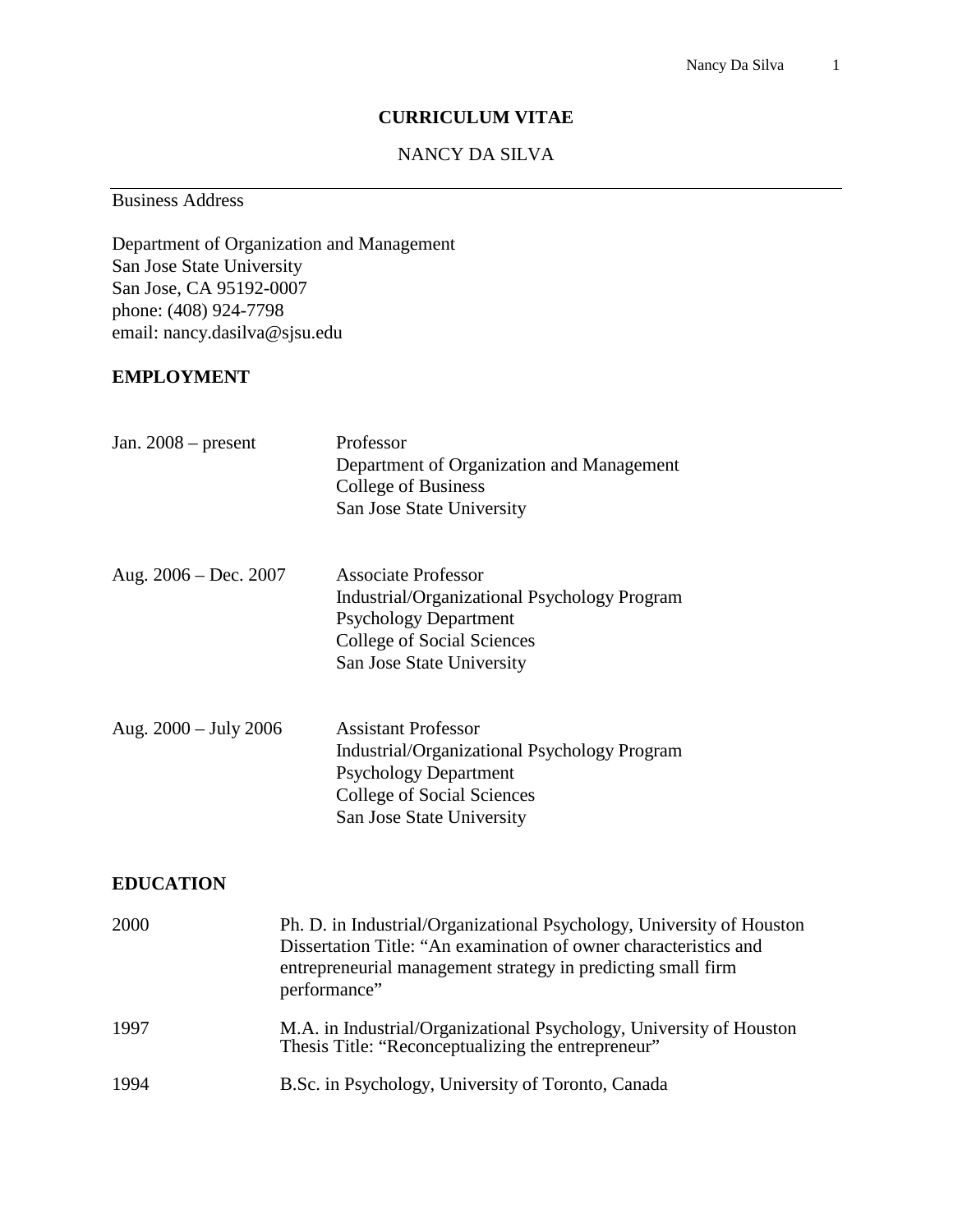# CURRICULUM VITAE

NANCY DA SILVA

---

Business Address

Department of Organization and Management
San Jose State University
San Jose, CA 95192-0007
phone: (408) 924-7798
email: nancy.dasilva@sjsu.edu

## EMPLOYMENT

Jan. 2008 – present

Professor
Department of Organization and Management
College of Business
San Jose State University

Aug. 2006 – Dec. 2007

Associate Professor
Industrial/Organizational Psychology Program
Psychology Department
College of Social Sciences
San Jose State University

Aug. 2000 – July 2006

Assistant Professor
Industrial/Organizational Psychology Program
Psychology Department
College of Social Sciences
San Jose State University

## EDUCATION

2000

Ph. D. in Industrial/Organizational Psychology, University of Houston
Dissertation Title: "An examination of owner characteristics and entrepreneurial management strategy in predicting small firm performance"

1997

M.A. in Industrial/Organizational Psychology, University of Houston
Thesis Title: "Reconceptualizing the entrepreneur"

1994

B.Sc. in Psychology, University of Toronto, Canada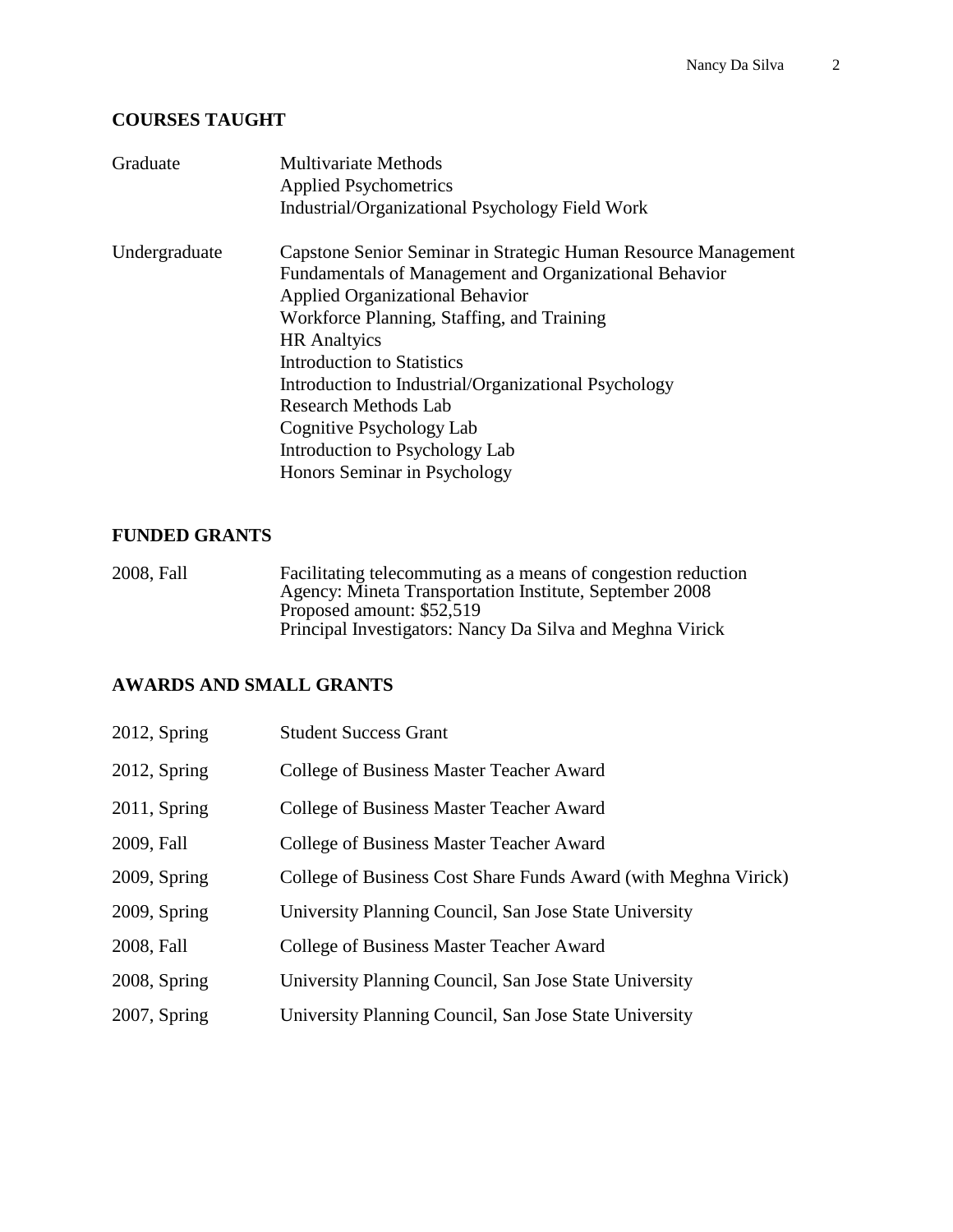## COURSES TAUGHT

| | |
|---|---|
| Graduate | Multivariate Methods<br>Applied Psychometrics<br>Industrial/Organizational Psychology Field Work |
| Undergraduate | Capstone Senior Seminar in Strategic Human Resource Management<br>Fundamentals of Management and Organizational Behavior<br>Applied Organizational Behavior<br>Workforce Planning, Staffing, and Training<br>HR Analtyics<br>Introduction to Statistics<br>Introduction to Industrial/Organizational Psychology<br>Research Methods Lab<br>Cognitive Psychology Lab<br>Introduction to Psychology Lab<br>Honors Seminar in Psychology |

## FUNDED GRANTS

| | |
|---|---|
| 2008, Fall | Facilitating telecommuting as a means of congestion reduction<br>Agency: Mineta Transportation Institute, September 2008<br>Proposed amount: $52,519<br>Principal Investigators: Nancy Da Silva and Meghna Virick |

## AWARDS AND SMALL GRANTS

| | |
|---|---|
| 2012, Spring | Student Success Grant |
| 2012, Spring | College of Business Master Teacher Award |
| 2011, Spring | College of Business Master Teacher Award |
| 2009, Fall | College of Business Master Teacher Award |
| 2009, Spring | College of Business Cost Share Funds Award (with Meghna Virick) |
| 2009, Spring | University Planning Council, San Jose State University |
| 2008, Fall | College of Business Master Teacher Award |
| 2008, Spring | University Planning Council, San Jose State University |
| 2007, Spring | University Planning Council, San Jose State University |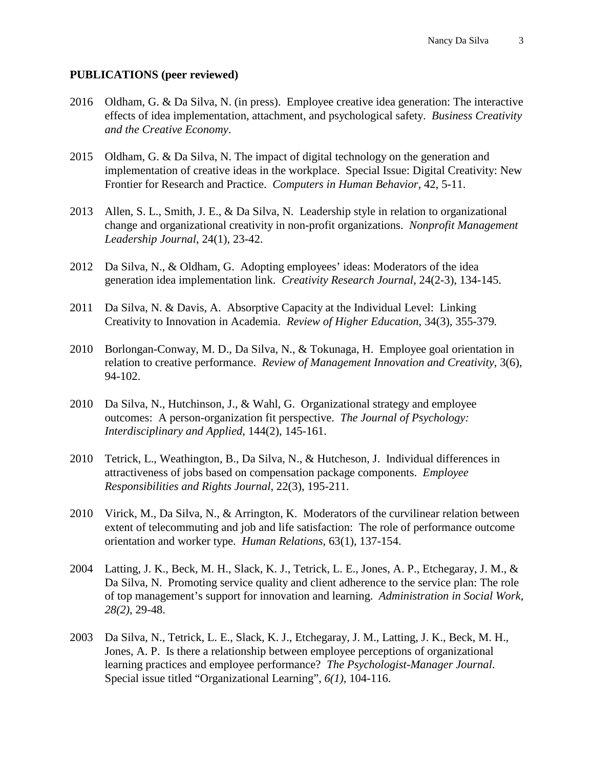**PUBLICATIONS (peer reviewed)**

2016 Oldham, G. & Da Silva, N. (in press). Employee creative idea generation: The interactive effects of idea implementation, attachment, and psychological safety. *Business Creativity and the Creative Economy*.

2015 Oldham, G. & Da Silva, N. The impact of digital technology on the generation and implementation of creative ideas in the workplace. Special Issue: Digital Creativity: New Frontier for Research and Practice. *Computers in Human Behavior*, 42, 5-11.

2013 Allen, S. L., Smith, J. E., & Da Silva, N. Leadership style in relation to organizational change and organizational creativity in non-profit organizations. *Nonprofit Management Leadership Journal*, 24(1), 23-42.

2012 Da Silva, N., & Oldham, G. Adopting employees' ideas: Moderators of the idea generation idea implementation link. *Creativity Research Journal*, 24(2-3), 134-145.

2011 Da Silva, N. & Davis, A. Absorptive Capacity at the Individual Level: Linking Creativity to Innovation in Academia. *Review of Higher Education,* 34(3), 355-379.

2010 Borlongan-Conway, M. D., Da Silva, N., & Tokunaga, H. Employee goal orientation in relation to creative performance. *Review of Management Innovation and Creativity*, 3(6), 94-102.

2010 Da Silva, N., Hutchinson, J., & Wahl, G. Organizational strategy and employee outcomes: A person-organization fit perspective. *The Journal of Psychology: Interdisciplinary and Applied*, 144(2), 145-161.

2010 Tetrick, L., Weathington, B., Da Silva, N., & Hutcheson, J. Individual differences in attractiveness of jobs based on compensation package components. *Employee Responsibilities and Rights Journal*, 22(3), 195-211.

2010 Virick, M., Da Silva, N., & Arrington, K. Moderators of the curvilinear relation between extent of telecommuting and job and life satisfaction: The role of performance outcome orientation and worker type. *Human Relations*, 63(1), 137-154.

2004 Latting, J. K., Beck, M. H., Slack, K. J., Tetrick, L. E., Jones, A. P., Etchegaray, J. M., & Da Silva, N. Promoting service quality and client adherence to the service plan: The role of top management's support for innovation and learning. *Administration in Social Work, 28(2),* 29-48.

2003 Da Silva, N., Tetrick, L. E., Slack, K. J., Etchegaray, J. M., Latting, J. K., Beck, M. H., Jones, A. P. Is there a relationship between employee perceptions of organizational learning practices and employee performance? *The Psychologist-Manager Journal*. Special issue titled "Organizational Learning", *6(1),* 104-116.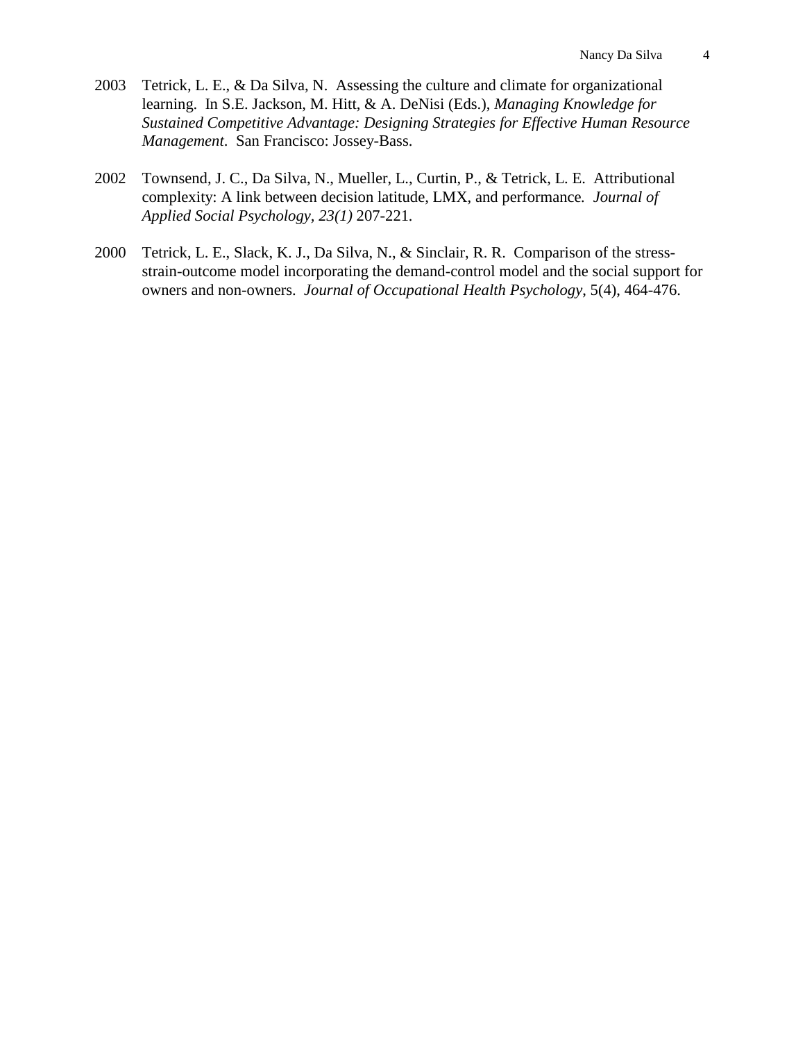2003 Tetrick, L. E., & Da Silva, N. Assessing the culture and climate for organizational learning. In S.E. Jackson, M. Hitt, & A. DeNisi (Eds.), *Managing Knowledge for Sustained Competitive Advantage: Designing Strategies for Effective Human Resource Management*. San Francisco: Jossey-Bass.

2002 Townsend, J. C., Da Silva, N., Mueller, L., Curtin, P., & Tetrick, L. E. Attributional complexity: A link between decision latitude, LMX, and performance. *Journal of Applied Social Psychology, 23(1)* 207-221.

2000 Tetrick, L. E., Slack, K. J., Da Silva, N., & Sinclair, R. R. Comparison of the stress-strain-outcome model incorporating the demand-control model and the social support for owners and non-owners. *Journal of Occupational Health Psychology*, 5(4), 464-476.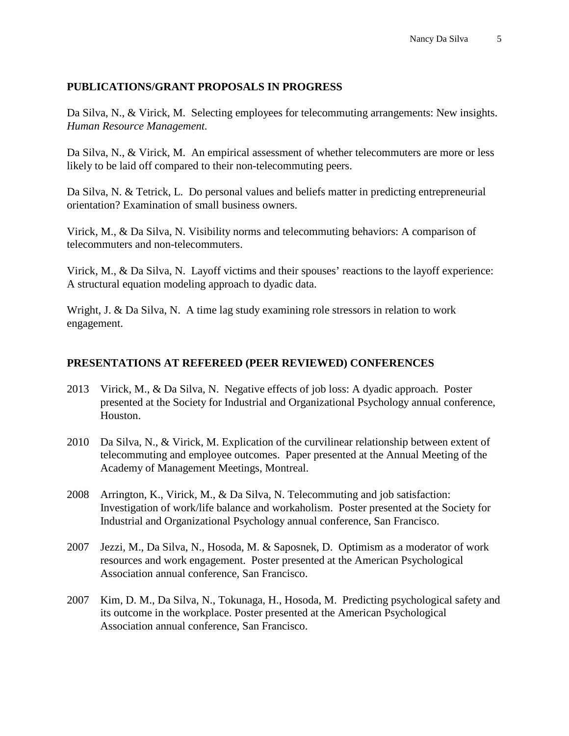## PUBLICATIONS/GRANT PROPOSALS IN PROGRESS

Da Silva, N., & Virick, M. Selecting employees for telecommuting arrangements: New insights. *Human Resource Management.*

Da Silva, N., & Virick, M. An empirical assessment of whether telecommuters are more or less likely to be laid off compared to their non-telecommuting peers.

Da Silva, N. & Tetrick, L. Do personal values and beliefs matter in predicting entrepreneurial orientation? Examination of small business owners.

Virick, M., & Da Silva, N. Visibility norms and telecommuting behaviors: A comparison of telecommuters and non-telecommuters.

Virick, M., & Da Silva, N. Layoff victims and their spouses' reactions to the layoff experience: A structural equation modeling approach to dyadic data.

Wright, J. & Da Silva, N. A time lag study examining role stressors in relation to work engagement.

## PRESENTATIONS AT REFEREED (PEER REVIEWED) CONFERENCES

2013 Virick, M., & Da Silva, N. Negative effects of job loss: A dyadic approach. Poster presented at the Society for Industrial and Organizational Psychology annual conference, Houston.

2010 Da Silva, N., & Virick, M. Explication of the curvilinear relationship between extent of telecommuting and employee outcomes. Paper presented at the Annual Meeting of the Academy of Management Meetings, Montreal.

2008 Arrington, K., Virick, M., & Da Silva, N. Telecommuting and job satisfaction: Investigation of work/life balance and workaholism. Poster presented at the Society for Industrial and Organizational Psychology annual conference, San Francisco.

2007 Jezzi, M., Da Silva, N., Hosoda, M. & Saposnek, D. Optimism as a moderator of work resources and work engagement. Poster presented at the American Psychological Association annual conference, San Francisco.

2007 Kim, D. M., Da Silva, N., Tokunaga, H., Hosoda, M. Predicting psychological safety and its outcome in the workplace. Poster presented at the American Psychological Association annual conference, San Francisco.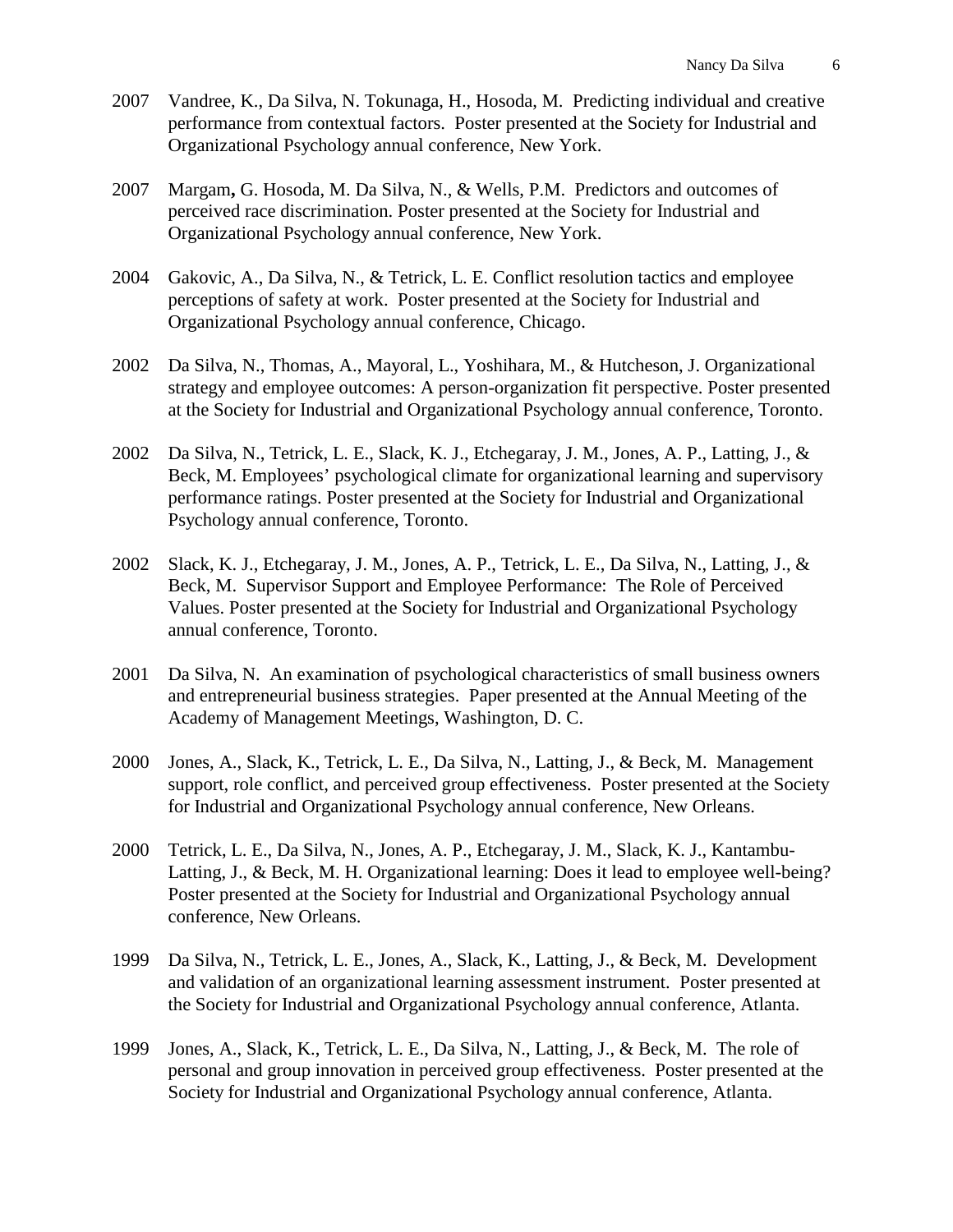2007 Vandree, K., Da Silva, N. Tokunaga, H., Hosoda, M. Predicting individual and creative performance from contextual factors. Poster presented at the Society for Industrial and Organizational Psychology annual conference, New York.

2007 Margam**,** G. Hosoda, M. Da Silva, N., & Wells, P.M. Predictors and outcomes of perceived race discrimination. Poster presented at the Society for Industrial and Organizational Psychology annual conference, New York.

2004 Gakovic, A., Da Silva, N., & Tetrick, L. E. Conflict resolution tactics and employee perceptions of safety at work. Poster presented at the Society for Industrial and Organizational Psychology annual conference, Chicago.

2002 Da Silva, N., Thomas, A., Mayoral, L., Yoshihara, M., & Hutcheson, J. Organizational strategy and employee outcomes: A person-organization fit perspective. Poster presented at the Society for Industrial and Organizational Psychology annual conference, Toronto.

2002 Da Silva, N., Tetrick, L. E., Slack, K. J., Etchegaray, J. M., Jones, A. P., Latting, J., & Beck, M. Employees' psychological climate for organizational learning and supervisory performance ratings. Poster presented at the Society for Industrial and Organizational Psychology annual conference, Toronto.

2002 Slack, K. J., Etchegaray, J. M., Jones, A. P., Tetrick, L. E., Da Silva, N., Latting, J., & Beck, M. Supervisor Support and Employee Performance: The Role of Perceived Values. Poster presented at the Society for Industrial and Organizational Psychology annual conference, Toronto.

2001 Da Silva, N. An examination of psychological characteristics of small business owners and entrepreneurial business strategies. Paper presented at the Annual Meeting of the Academy of Management Meetings, Washington, D. C.

2000 Jones, A., Slack, K., Tetrick, L. E., Da Silva, N., Latting, J., & Beck, M. Management support, role conflict, and perceived group effectiveness. Poster presented at the Society for Industrial and Organizational Psychology annual conference, New Orleans.

2000 Tetrick, L. E., Da Silva, N., Jones, A. P., Etchegaray, J. M., Slack, K. J., Kantambu-Latting, J., & Beck, M. H. Organizational learning: Does it lead to employee well-being? Poster presented at the Society for Industrial and Organizational Psychology annual conference, New Orleans.

1999 Da Silva, N., Tetrick, L. E., Jones, A., Slack, K., Latting, J., & Beck, M. Development and validation of an organizational learning assessment instrument. Poster presented at the Society for Industrial and Organizational Psychology annual conference, Atlanta.

1999 Jones, A., Slack, K., Tetrick, L. E., Da Silva, N., Latting, J., & Beck, M. The role of personal and group innovation in perceived group effectiveness. Poster presented at the Society for Industrial and Organizational Psychology annual conference, Atlanta.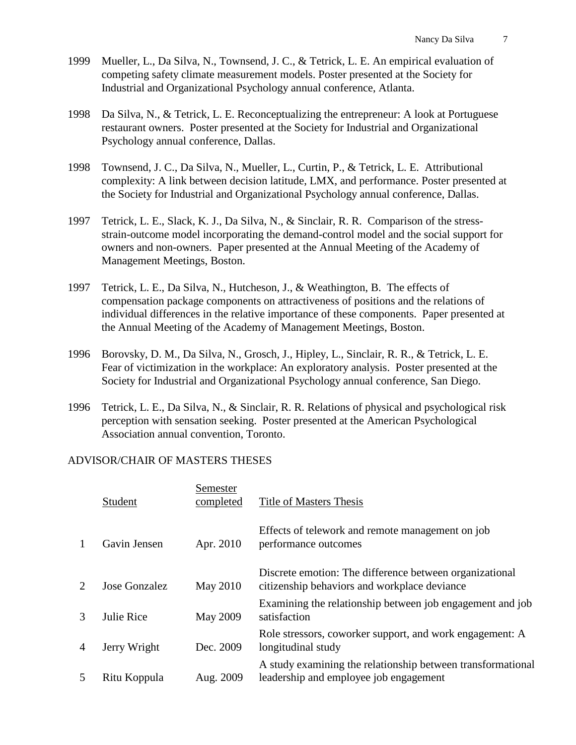1999 Mueller, L., Da Silva, N., Townsend, J. C., & Tetrick, L. E. An empirical evaluation of competing safety climate measurement models. Poster presented at the Society for Industrial and Organizational Psychology annual conference, Atlanta.

1998 Da Silva, N., & Tetrick, L. E. Reconceptualizing the entrepreneur: A look at Portuguese restaurant owners. Poster presented at the Society for Industrial and Organizational Psychology annual conference, Dallas.

1998 Townsend, J. C., Da Silva, N., Mueller, L., Curtin, P., & Tetrick, L. E. Attributional complexity: A link between decision latitude, LMX, and performance. Poster presented at the Society for Industrial and Organizational Psychology annual conference, Dallas.

1997 Tetrick, L. E., Slack, K. J., Da Silva, N., & Sinclair, R. R. Comparison of the stress-strain-outcome model incorporating the demand-control model and the social support for owners and non-owners. Paper presented at the Annual Meeting of the Academy of Management Meetings, Boston.

1997 Tetrick, L. E., Da Silva, N., Hutcheson, J., & Weathington, B. The effects of compensation package components on attractiveness of positions and the relations of individual differences in the relative importance of these components. Paper presented at the Annual Meeting of the Academy of Management Meetings, Boston.

1996 Borovsky, D. M., Da Silva, N., Grosch, J., Hipley, L., Sinclair, R. R., & Tetrick, L. E. Fear of victimization in the workplace: An exploratory analysis. Poster presented at the Society for Industrial and Organizational Psychology annual conference, San Diego.

1996 Tetrick, L. E., Da Silva, N., & Sinclair, R. R. Relations of physical and psychological risk perception with sensation seeking. Poster presented at the American Psychological Association annual convention, Toronto.

## ADVISOR/CHAIR OF MASTERS THESES

| | Student | Semester completed | Title of Masters Thesis |
|---|---|---|---|
| 1 | Gavin Jensen | Apr. 2010 | Effects of telework and remote management on job performance outcomes |
| 2 | Jose Gonzalez | May 2010 | Discrete emotion: The difference between organizational citizenship behaviors and workplace deviance |
| 3 | Julie Rice | May 2009 | Examining the relationship between job engagement and job satisfaction |
| 4 | Jerry Wright | Dec. 2009 | Role stressors, coworker support, and work engagement: A longitudinal study |
| 5 | Ritu Koppula | Aug. 2009 | A study examining the relationship between transformational leadership and employee job engagement |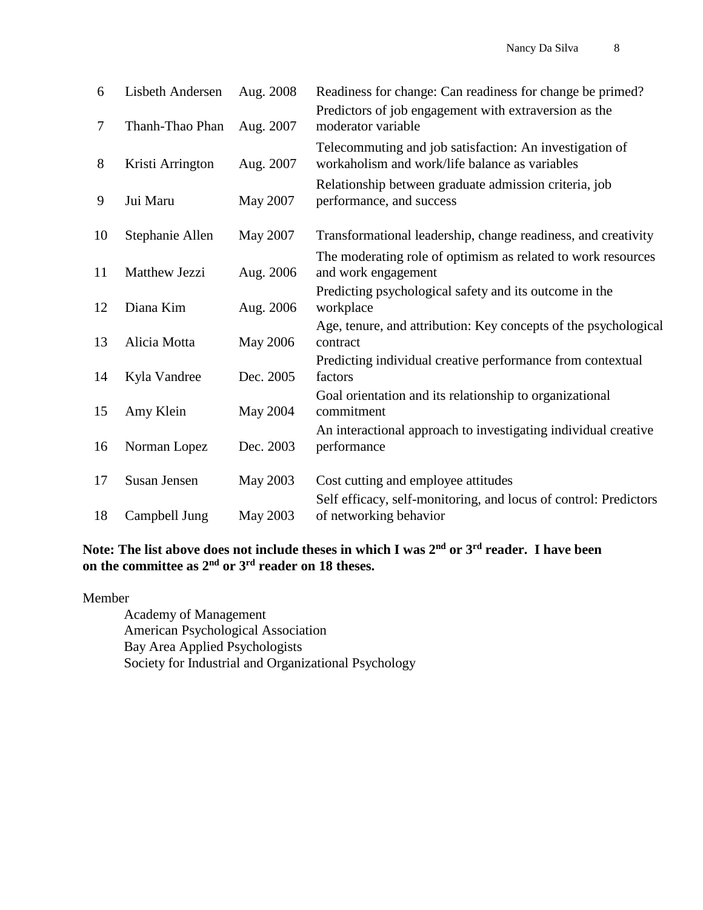| | | | |
|---|---|---|---|
| 6 | Lisbeth Andersen | Aug. 2008 | Readiness for change: Can readiness for change be primed? |
| 7 | Thanh-Thao Phan | Aug. 2007 | Predictors of job engagement with extraversion as the moderator variable |
| 8 | Kristi Arrington | Aug. 2007 | Telecommuting and job satisfaction: An investigation of workaholism and work/life balance as variables |
| 9 | Jui Maru | May 2007 | Relationship between graduate admission criteria, job performance, and success |
| 10 | Stephanie Allen | May 2007 | Transformational leadership, change readiness, and creativity |
| 11 | Matthew Jezzi | Aug. 2006 | The moderating role of optimism as related to work resources and work engagement |
| 12 | Diana Kim | Aug. 2006 | Predicting psychological safety and its outcome in the workplace |
| 13 | Alicia Motta | May 2006 | Age, tenure, and attribution: Key concepts of the psychological contract |
| 14 | Kyla Vandree | Dec. 2005 | Predicting individual creative performance from contextual factors |
| 15 | Amy Klein | May 2004 | Goal orientation and its relationship to organizational commitment |
| 16 | Norman Lopez | Dec. 2003 | An interactional approach to investigating individual creative performance |
| 17 | Susan Jensen | May 2003 | Cost cutting and employee attitudes |
| 18 | Campbell Jung | May 2003 | Self efficacy, self-monitoring, and locus of control: Predictors of networking behavior |

**Note: The list above does not include theses in which I was 2nd or 3rd reader. I have been on the committee as 2nd or 3rd reader on 18 theses.**

Member

- Academy of Management
- American Psychological Association
- Bay Area Applied Psychologists
- Society for Industrial and Organizational Psychology